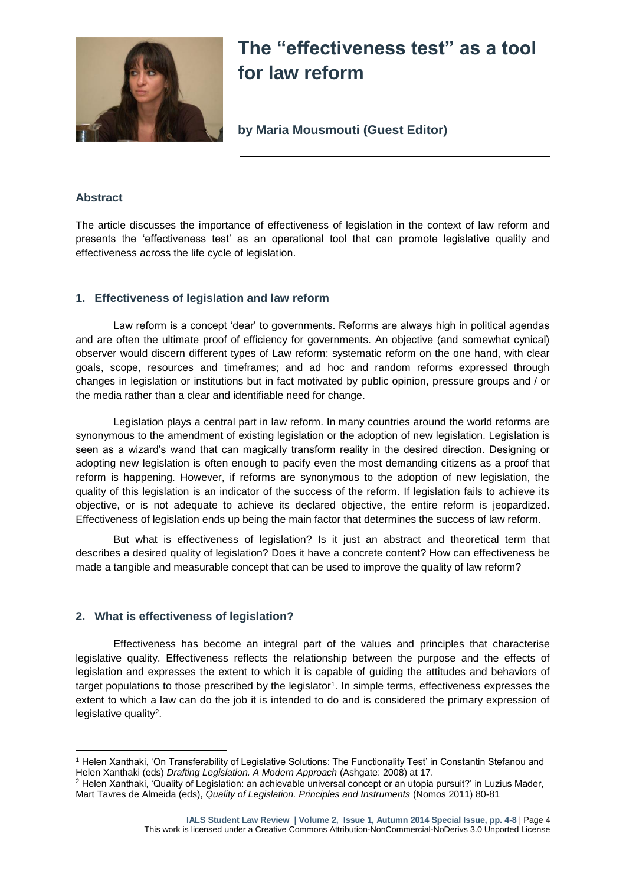# The "effectiveness test" as a tool for law reform

**by Maria Mousmouti (Guest Editor)**

### Abstract

The article discusses the importance of effectiveness of legislation in the context of law reform and presents the 'effectiveness test' as an operational tool that can promote legislative quality and effectiveness across the life cycle of legislation.

## 1. Effectiveness of legislation and law reform

Law reform is a concept 'dear' to governments. Reforms are always high in political agendas and are often the ultimate proof of efficiency for governments. An objective (and somewhat cynical) observer would discern different types of Law reform: systematic reform on the one hand, with clear goals, scope, resources and timeframes; and ad hoc and random reforms expressed through changes in legislation or institutions but in fact motivated by public opinion, pressure groups and / or the media rather than a clear and identifiable need for change.

Legislation plays a central part in law reform. In many countries around the world reforms are synonymous to the amendment of existing legislation or the adoption of new legislation. Legislation is seen as a wizard's wand that can magically transform reality in the desired direction. Designing or adopting new legislation is often enough to pacify even the most demanding citizens as a proof that reform is happening. However, if reforms are synonymous to the adoption of new legislation, the quality of this legislation is an indicator of the success of the reform. If legislation fails to achieve its objective, or is not adequate to achieve its declared objective, the entire reform is jeopardized. Effectiveness of legislation ends up being the main factor that determines the success of law reform.

But what is effectiveness of legislation? Is it just an abstract and theoretical term that describes a desired quality of legislation? Does it have a concrete content? How can effectiveness be made a tangible and measurable concept that can be used to improve the quality of law reform?

## 2. What is effectiveness of legislation?

Effectiveness has become an integral part of the values and principles that characterise legislative quality. Effectiveness reflects the relationship between the purpose and the effects of legislation and expresses the extent to which it is capable of guiding the attitudes and behaviors of target populations to those prescribed by the legislator[1]. In simple terms, effectiveness expresses the extent to which a law can do the job it is intended to do and is considered the primary expression of legislative quality[2].

---

[1] Helen Xanthaki, 'On Transferability of Legislative Solutions: The Functionality Test' in Constantin Stefanou and Helen Xanthaki (eds) *Drafting Legislation. A Modern Approach* (Ashgate: 2008) at 17.

[2] Helen Xanthaki, 'Quality of Legislation: an achievable universal concept or an utopia pursuit?' in Luzius Mader, Mart Tavres de Almeida (eds), *Quality of Legislation. Principles and Instruments* (Nomos 2011) 80-81

This work is licensed under a Creative Commons Attribution-NonCommercial-NoDerivs 3.0 Unported License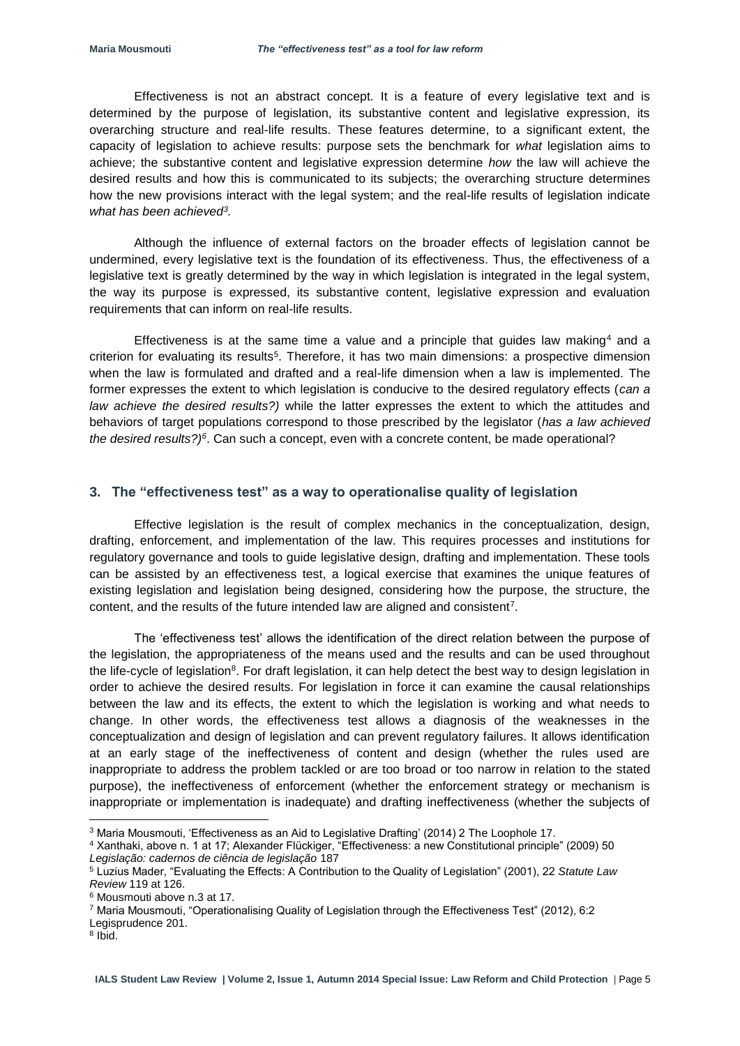Effectiveness is not an abstract concept. It is a feature of every legislative text and is determined by the purpose of legislation, its substantive content and legislative expression, its overarching structure and real-life results. These features determine, to a significant extent, the capacity of legislation to achieve results: purpose sets the benchmark for *what* legislation aims to achieve; the substantive content and legislative expression determine *how* the law will achieve the desired results and how this is communicated to its subjects; the overarching structure determines how the new provisions interact with the legal system; and the real-life results of legislation indicate *what has been achieved*[3].

Although the influence of external factors on the broader effects of legislation cannot be undermined, every legislative text is the foundation of its effectiveness. Thus, the effectiveness of a legislative text is greatly determined by the way in which legislation is integrated in the legal system, the way its purpose is expressed, its substantive content, legislative expression and evaluation requirements that can inform on real-life results.

Effectiveness is at the same time a value and a principle that guides law making[4] and a criterion for evaluating its results[5]. Therefore, it has two main dimensions: a prospective dimension when the law is formulated and drafted and a real-life dimension when a law is implemented. The former expresses the extent to which legislation is conducive to the desired regulatory effects (*can a law achieve the desired results?)* while the latter expresses the extent to which the attitudes and behaviors of target populations correspond to those prescribed by the legislator (*has a law achieved the desired results?)*[6]. Can such a concept, even with a concrete content, be made operational?

## 3. The "effectiveness test" as a way to operationalise quality of legislation

Effective legislation is the result of complex mechanics in the conceptualization, design, drafting, enforcement, and implementation of the law. This requires processes and institutions for regulatory governance and tools to guide legislative design, drafting and implementation. These tools can be assisted by an effectiveness test, a logical exercise that examines the unique features of existing legislation and legislation being designed, considering how the purpose, the structure, the content, and the results of the future intended law are aligned and consistent[7].

The 'effectiveness test' allows the identification of the direct relation between the purpose of the legislation, the appropriateness of the means used and the results and can be used throughout the life-cycle of legislation[8]. For draft legislation, it can help detect the best way to design legislation in order to achieve the desired results. For legislation in force it can examine the causal relationships between the law and its effects, the extent to which the legislation is working and what needs to change. In other words, the effectiveness test allows a diagnosis of the weaknesses in the conceptualization and design of legislation and can prevent regulatory failures. It allows identification at an early stage of the ineffectiveness of content and design (whether the rules used are inappropriate to address the problem tackled or are too broad or too narrow in relation to the stated purpose), the ineffectiveness of enforcement (whether the enforcement strategy or mechanism is inappropriate or implementation is inadequate) and drafting ineffectiveness (whether the subjects of

---

[3] Maria Mousmouti, 'Effectiveness as an Aid to Legislative Drafting' (2014) 2 The Loophole 17.

[4] Xanthaki, above n. 1 at 17; Alexander Flückiger, "Effectiveness: a new Constitutional principle" (2009) 50 *Legislação: cadernos de ciência de legislação* 187

[5] Luzius Mader, "Evaluating the Effects: A Contribution to the Quality of Legislation" (2001), 22 *Statute Law Review* 119 at 126.

[6] Mousmouti above n.3 at 17.

[7] Maria Mousmouti, "Operationalising Quality of Legislation through the Effectiveness Test" (2012), 6:2 Legisprudence 201.

[8] Ibid.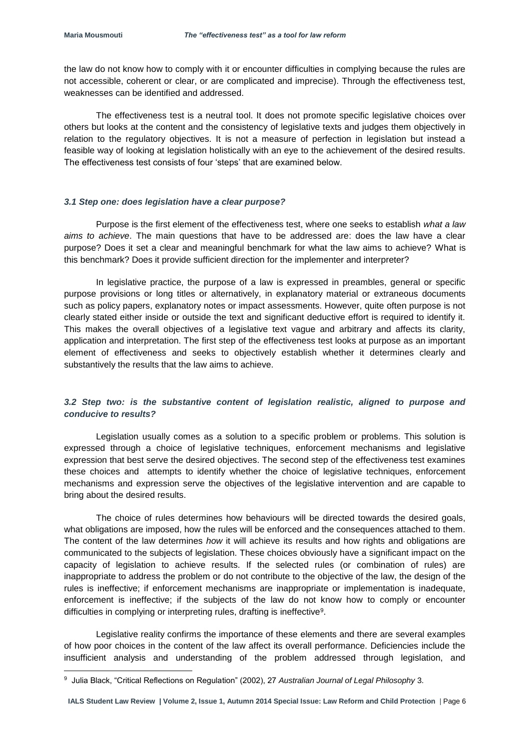the law do not know how to comply with it or encounter difficulties in complying because the rules are not accessible, coherent or clear, or are complicated and imprecise). Through the effectiveness test, weaknesses can be identified and addressed.

The effectiveness test is a neutral tool. It does not promote specific legislative choices over others but looks at the content and the consistency of legislative texts and judges them objectively in relation to the regulatory objectives. It is not a measure of perfection in legislation but instead a feasible way of looking at legislation holistically with an eye to the achievement of the desired results. The effectiveness test consists of four 'steps' that are examined below.

### *3.1 Step one: does legislation have a clear purpose?*

Purpose is the first element of the effectiveness test, where one seeks to establish *what a law aims to achieve*. The main questions that have to be addressed are: does the law have a clear purpose? Does it set a clear and meaningful benchmark for what the law aims to achieve? What is this benchmark? Does it provide sufficient direction for the implementer and interpreter?

In legislative practice, the purpose of a law is expressed in preambles, general or specific purpose provisions or long titles or alternatively, in explanatory material or extraneous documents such as policy papers, explanatory notes or impact assessments. However, quite often purpose is not clearly stated either inside or outside the text and significant deductive effort is required to identify it. This makes the overall objectives of a legislative text vague and arbitrary and affects its clarity, application and interpretation. The first step of the effectiveness test looks at purpose as an important element of effectiveness and seeks to objectively establish whether it determines clearly and substantively the results that the law aims to achieve.

### *3.2 Step two: is the substantive content of legislation realistic, aligned to purpose and conducive to results?*

Legislation usually comes as a solution to a specific problem or problems. This solution is expressed through a choice of legislative techniques, enforcement mechanisms and legislative expression that best serve the desired objectives. The second step of the effectiveness test examines these choices and attempts to identify whether the choice of legislative techniques, enforcement mechanisms and expression serve the objectives of the legislative intervention and are capable to bring about the desired results.

The choice of rules determines how behaviours will be directed towards the desired goals, what obligations are imposed, how the rules will be enforced and the consequences attached to them. The content of the law determines *how* it will achieve its results and how rights and obligations are communicated to the subjects of legislation. These choices obviously have a significant impact on the capacity of legislation to achieve results. If the selected rules (or combination of rules) are inappropriate to address the problem or do not contribute to the objective of the law, the design of the rules is ineffective; if enforcement mechanisms are inappropriate or implementation is inadequate, enforcement is ineffective; if the subjects of the law do not know how to comply or encounter difficulties in complying or interpreting rules, drafting is ineffective[9].

Legislative reality confirms the importance of these elements and there are several examples of how poor choices in the content of the law affect its overall performance. Deficiencies include the insufficient analysis and understanding of the problem addressed through legislation, and

---

[9] Julia Black, "Critical Reflections on Regulation" (2002), 27 *Australian Journal of Legal Philosophy* 3.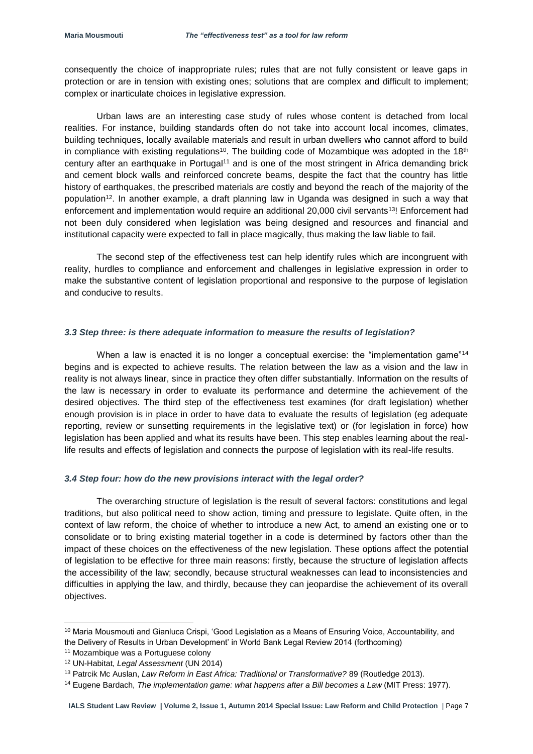consequently the choice of inappropriate rules; rules that are not fully consistent or leave gaps in protection or are in tension with existing ones; solutions that are complex and difficult to implement; complex or inarticulate choices in legislative expression.

Urban laws are an interesting case study of rules whose content is detached from local realities. For instance, building standards often do not take into account local incomes, climates, building techniques, locally available materials and result in urban dwellers who cannot afford to build in compliance with existing regulations[10]. The building code of Mozambique was adopted in the 18th century after an earthquake in Portugal[11] and is one of the most stringent in Africa demanding brick and cement block walls and reinforced concrete beams, despite the fact that the country has little history of earthquakes, the prescribed materials are costly and beyond the reach of the majority of the population[12]. In another example, a draft planning law in Uganda was designed in such a way that enforcement and implementation would require an additional 20,000 civil servants[13]! Enforcement had not been duly considered when legislation was being designed and resources and financial and institutional capacity were expected to fall in place magically, thus making the law liable to fail.

The second step of the effectiveness test can help identify rules which are incongruent with reality, hurdles to compliance and enforcement and challenges in legislative expression in order to make the substantive content of legislation proportional and responsive to the purpose of legislation and conducive to results.

### *3.3 Step three: is there adequate information to measure the results of legislation?*

When a law is enacted it is no longer a conceptual exercise: the "implementation game"[14] begins and is expected to achieve results. The relation between the law as a vision and the law in reality is not always linear, since in practice they often differ substantially. Information on the results of the law is necessary in order to evaluate its performance and determine the achievement of the desired objectives. The third step of the effectiveness test examines (for draft legislation) whether enough provision is in place in order to have data to evaluate the results of legislation (eg adequate reporting, review or sunsetting requirements in the legislative text) or (for legislation in force) how legislation has been applied and what its results have been. This step enables learning about the real-life results and effects of legislation and connects the purpose of legislation with its real-life results.

### *3.4 Step four: how do the new provisions interact with the legal order?*

The overarching structure of legislation is the result of several factors: constitutions and legal traditions, but also political need to show action, timing and pressure to legislate. Quite often, in the context of law reform, the choice of whether to introduce a new Act, to amend an existing one or to consolidate or to bring existing material together in a code is determined by factors other than the impact of these choices on the effectiveness of the new legislation. These options affect the potential of legislation to be effective for three main reasons: firstly, because the structure of legislation affects the accessibility of the law; secondly, because structural weaknesses can lead to inconsistencies and difficulties in applying the law, and thirdly, because they can jeopardise the achievement of its overall objectives.

---

[10] Maria Mousmouti and Gianluca Crispi, 'Good Legislation as a Means of Ensuring Voice, Accountability, and the Delivery of Results in Urban Development' in World Bank Legal Review 2014 (forthcoming)

[11] Mozambique was a Portuguese colony

[12] UN-Habitat, *Legal Assessment* (UN 2014)

[13] Patrcik Mc Auslan, *Law Reform in East Africa: Traditional or Transformative?* 89 (Routledge 2013).

[14] Eugene Bardach, *The implementation game: what happens after a Bill becomes a Law* (MIT Press: 1977).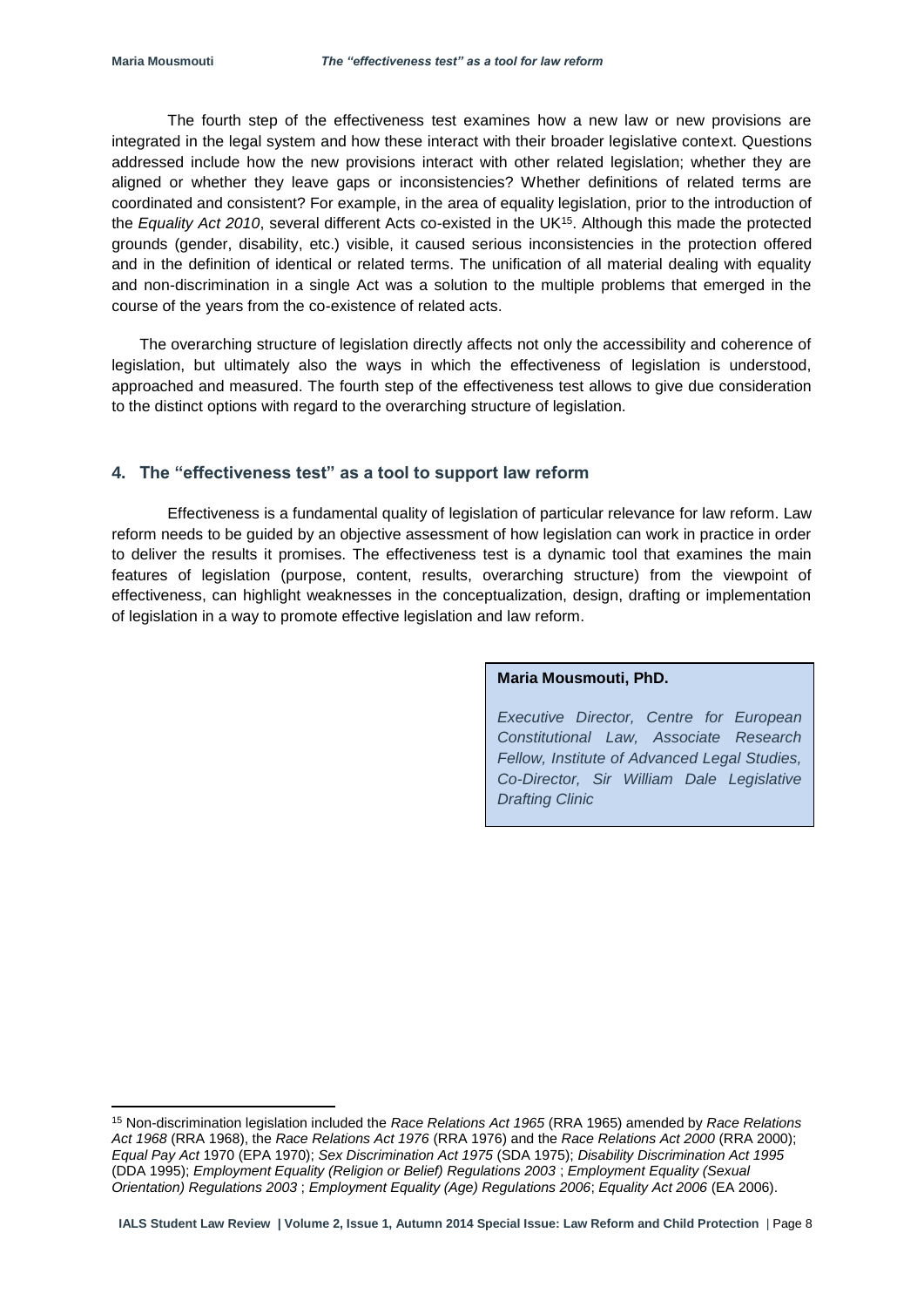The fourth step of the effectiveness test examines how a new law or new provisions are integrated in the legal system and how these interact with their broader legislative context. Questions addressed include how the new provisions interact with other related legislation; whether they are aligned or whether they leave gaps or inconsistencies? Whether definitions of related terms are coordinated and consistent? For example, in the area of equality legislation, prior to the introduction of the *Equality Act 2010*, several different Acts co-existed in the UK[15]. Although this made the protected grounds (gender, disability, etc.) visible, it caused serious inconsistencies in the protection offered and in the definition of identical or related terms. The unification of all material dealing with equality and non-discrimination in a single Act was a solution to the multiple problems that emerged in the course of the years from the co-existence of related acts.

The overarching structure of legislation directly affects not only the accessibility and coherence of legislation, but ultimately also the ways in which the effectiveness of legislation is understood, approached and measured. The fourth step of the effectiveness test allows to give due consideration to the distinct options with regard to the overarching structure of legislation.

## 4. The "effectiveness test" as a tool to support law reform

Effectiveness is a fundamental quality of legislation of particular relevance for law reform. Law reform needs to be guided by an objective assessment of how legislation can work in practice in order to deliver the results it promises. The effectiveness test is a dynamic tool that examines the main features of legislation (purpose, content, results, overarching structure) from the viewpoint of effectiveness, can highlight weaknesses in the conceptualization, design, drafting or implementation of legislation in a way to promote effective legislation and law reform.

**Maria Mousmouti, PhD.**

*Executive Director, Centre for European Constitutional Law, Associate Research Fellow, Institute of Advanced Legal Studies, Co-Director, Sir William Dale Legislative Drafting Clinic*

---

[15] Non-discrimination legislation included the *Race Relations Act 1965* (RRA 1965) amended by *Race Relations Act 1968* (RRA 1968), the *Race Relations Act 1976* (RRA 1976) and the *Race Relations Act 2000* (RRA 2000); *Equal Pay Act* 1970 (EPA 1970); *Sex Discrimination Act 1975* (SDA 1975); *Disability Discrimination Act 1995* (DDA 1995); *Employment Equality (Religion or Belief) Regulations 2003* ; *Employment Equality (Sexual Orientation) Regulations 2003* ; *Employment Equality (Age) Regulations 2006*; *Equality Act 2006* (EA 2006).